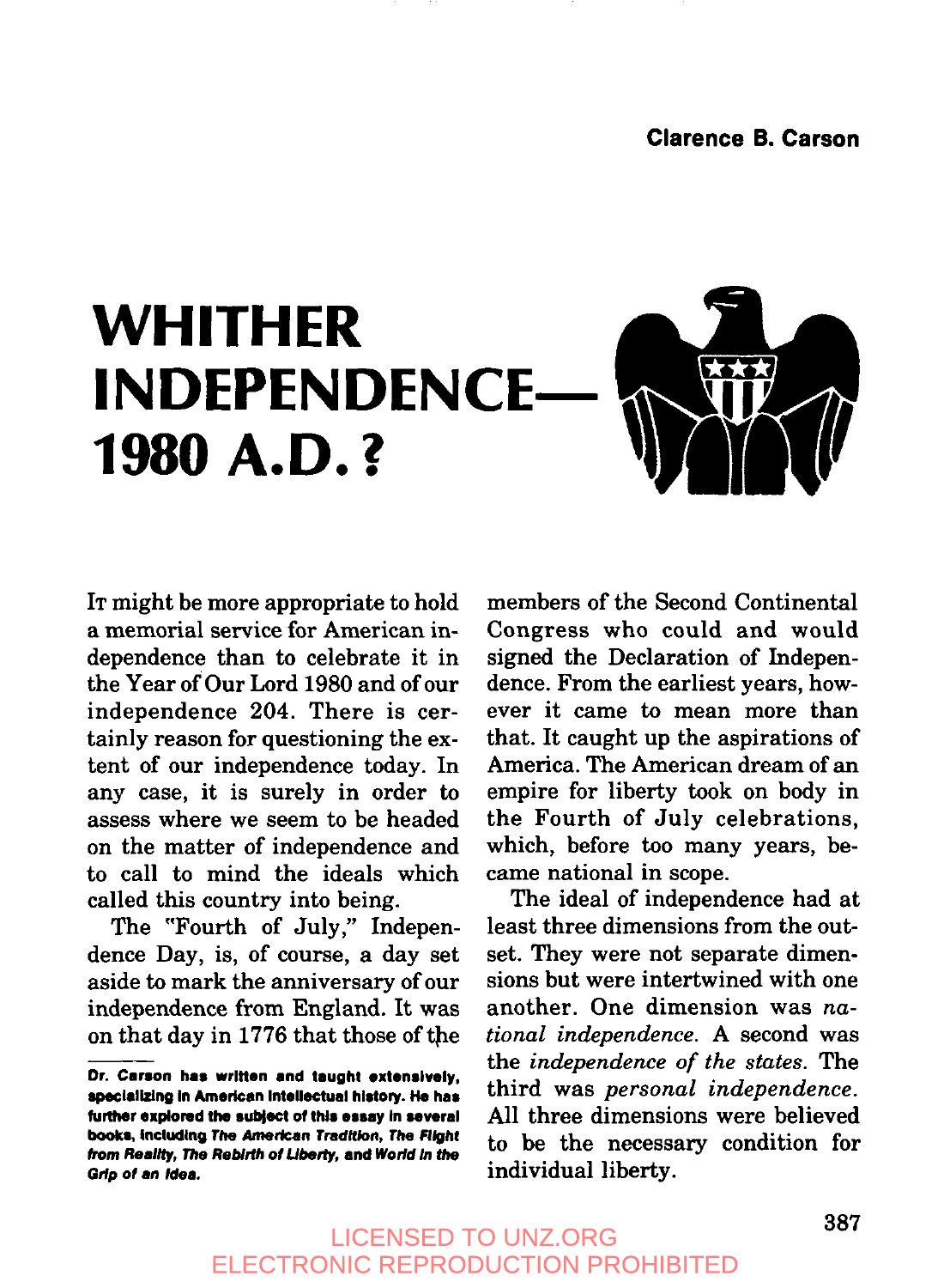Clarence B. Carson

# WHITHER INDEPENDENCE— 1980 A.D.?

IT might be more appropriate to hold a memorial service for American independence than to celebrate it in the Year of Our Lord 1980 and of our independence 204. There is certainly reason for questioning the extent of our independence today. In any case, it is surely in order to assess where we seem to be headed on the matter of independence and to call to mind the ideals which called this country into being.

The "Fourth of July," Independence Day, is, of course, a day set aside to mark the anniversary of our independence from England. It was on that day in 1776 that those of the members of the Second Continental Congress who could and would signed the Declaration of Independence. From the earliest years, however it came to mean more than that. It caught up the aspirations of America. The American dream of an empire for liberty took on body in the Fourth of July celebrations, which, before too many years, became national in scope.

The ideal of independence had at least three dimensions from the outset. They were not separate dimensions but were intertwined with one another. One dimension was *national independence*. A second was the *independence of the states*. The third was *personal independence*. All three dimensions were believed to be the necessary condition for individual liberty.

---

**Dr. Carson has written and taught extensively, specializing in American intellectual history. He has further explored the subject of this essay in several books, including *The American Tradition*, *The Flight from Reality*, *The Rebirth of Liberty*, and *World in the Grip of an Idea*.**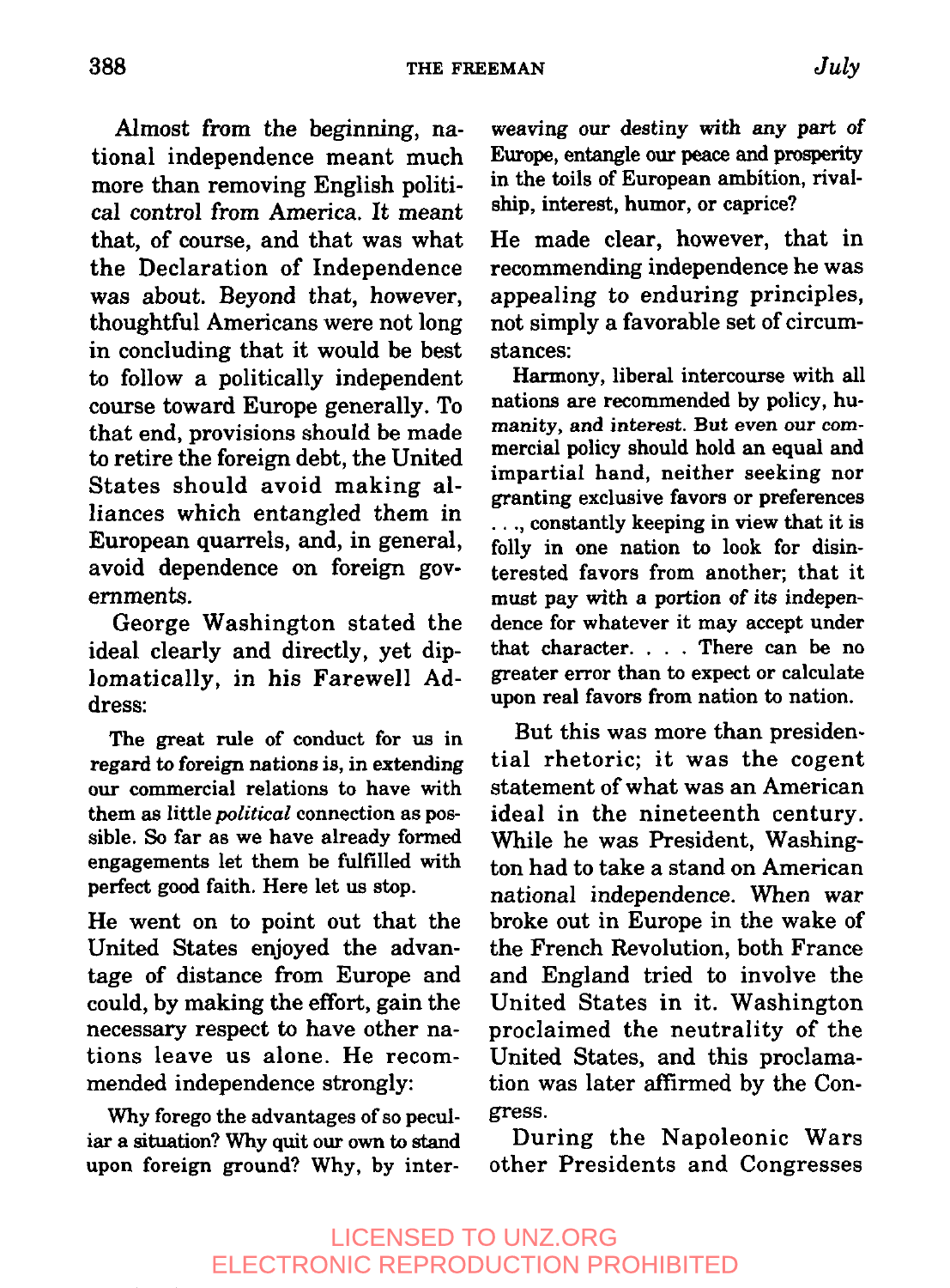Almost from the beginning, national independence meant much more than removing English political control from America. It meant that, of course, and that was what the Declaration of Independence was about. Beyond that, however, thoughtful Americans were not long in concluding that it would be best to follow a politically independent course toward Europe generally. To that end, provisions should be made to retire the foreign debt, the United States should avoid making alliances which entangled them in European quarrels, and, in general, avoid dependence on foreign governments.

George Washington stated the ideal clearly and directly, yet diplomatically, in his Farewell Address:

> The great rule of conduct for us in regard to foreign nations is, in extending our commercial relations to have with them as little *political* connection as possible. So far as we have already formed engagements let them be fulfilled with perfect good faith. Here let us stop.

He went on to point out that the United States enjoyed the advantage of distance from Europe and could, by making the effort, gain the necessary respect to have other nations leave us alone. He recommended independence strongly:

> Why forego the advantages of so peculiar a situation? Why quit our own to stand upon foreign ground? Why, by interweaving our destiny with any part of Europe, entangle our peace and prosperity in the toils of European ambition, rivalship, interest, humor, or caprice?

He made clear, however, that in recommending independence he was appealing to enduring principles, not simply a favorable set of circumstances:

> Harmony, liberal intercourse with all nations are recommended by policy, humanity, and interest. But even our commercial policy should hold an equal and impartial hand, neither seeking nor granting exclusive favors or preferences . . ., constantly keeping in view that it is folly in one nation to look for disinterested favors from another; that it must pay with a portion of its independence for whatever it may accept under that character. . . . There can be no greater error than to expect or calculate upon real favors from nation to nation.

But this was more than presidential rhetoric; it was the cogent statement of what was an American ideal in the nineteenth century. While he was President, Washington had to take a stand on American national independence. When war broke out in Europe in the wake of the French Revolution, both France and England tried to involve the United States in it. Washington proclaimed the neutrality of the United States, and this proclamation was later affirmed by the Congress.

During the Napoleonic Wars other Presidents and Congresses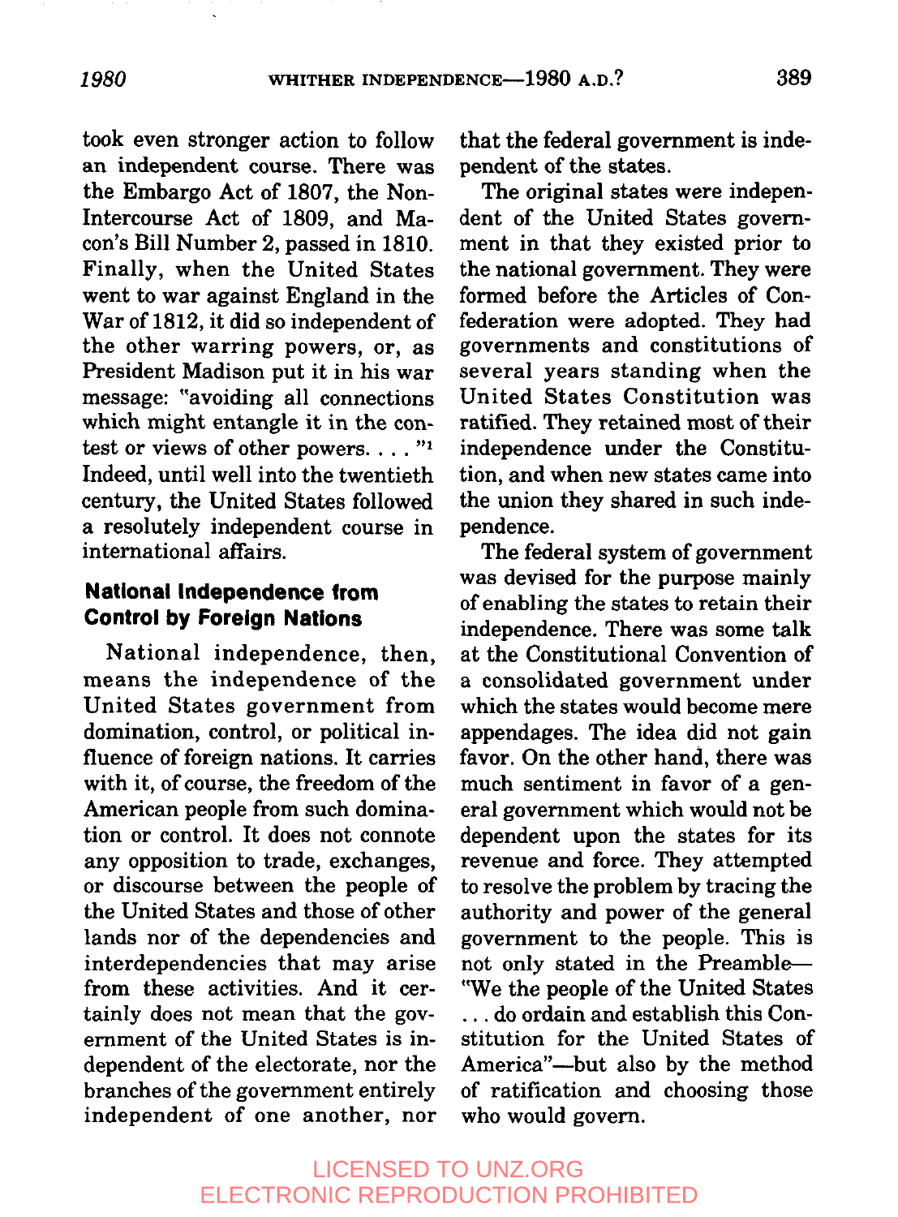took even stronger action to follow an independent course. There was the Embargo Act of 1807, the Non-Intercourse Act of 1809, and Macon's Bill Number 2, passed in 1810. Finally, when the United States went to war against England in the War of 1812, it did so independent of the other warring powers, or, as President Madison put it in his war message: "avoiding all connections which might entangle it in the contest or views of other powers. . . . "[1] Indeed, until well into the twentieth century, the United States followed a resolutely independent course in international affairs.

### National Independence from Control by Foreign Nations

National independence, then, means the independence of the United States government from domination, control, or political influence of foreign nations. It carries with it, of course, the freedom of the American people from such domination or control. It does not connote any opposition to trade, exchanges, or discourse between the people of the United States and those of other lands nor of the dependencies and interdependencies that may arise from these activities. And it certainly does not mean that the government of the United States is independent of the electorate, nor the branches of the government entirely independent of one another, nor that the federal government is independent of the states.

The original states were independent of the United States government in that they existed prior to the national government. They were formed before the Articles of Confederation were adopted. They had governments and constitutions of several years standing when the United States Constitution was ratified. They retained most of their independence under the Constitution, and when new states came into the union they shared in such independence.

The federal system of government was devised for the purpose mainly of enabling the states to retain their independence. There was some talk at the Constitutional Convention of a consolidated government under which the states would become mere appendages. The idea did not gain favor. On the other hand, there was much sentiment in favor of a general government which would not be dependent upon the states for its revenue and force. They attempted to resolve the problem by tracing the authority and power of the general government to the people. This is not only stated in the Preamble—"We the people of the United States . . . do ordain and establish this Constitution for the United States of America"—but also by the method of ratification and choosing those who would govern.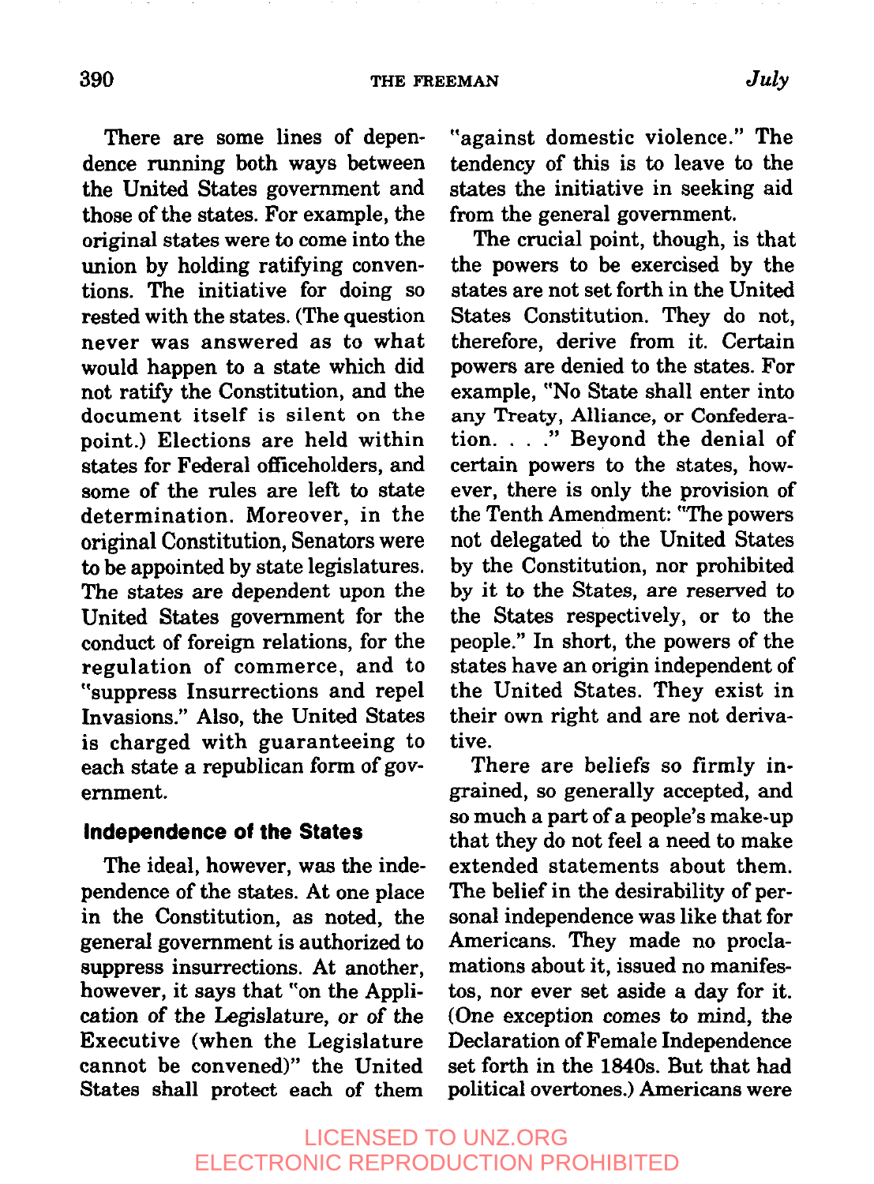There are some lines of dependence running both ways between the United States government and those of the states. For example, the original states were to come into the union by holding ratifying conventions. The initiative for doing so rested with the states. (The question never was answered as to what would happen to a state which did not ratify the Constitution, and the document itself is silent on the point.) Elections are held within states for Federal officeholders, and some of the rules are left to state determination. Moreover, in the original Constitution, Senators were to be appointed by state legislatures. The states are dependent upon the United States government for the conduct of foreign relations, for the regulation of commerce, and to "suppress Insurrections and repel Invasions." Also, the United States is charged with guaranteeing to each state a republican form of government.

### Independence of the States

The ideal, however, was the independence of the states. At one place in the Constitution, as noted, the general government is authorized to suppress insurrections. At another, however, it says that "on the Application of the Legislature, or of the Executive (when the Legislature cannot be convened)" the United States shall protect each of them "against domestic violence." The tendency of this is to leave to the states the initiative in seeking aid from the general government.

The crucial point, though, is that the powers to be exercised by the states are not set forth in the United States Constitution. They do not, therefore, derive from it. Certain powers are denied to the states. For example, "No State shall enter into any Treaty, Alliance, or Confederation. . . ." Beyond the denial of certain powers to the states, however, there is only the provision of the Tenth Amendment: "The powers not delegated to the United States by the Constitution, nor prohibited by it to the States, are reserved to the States respectively, or to the people." In short, the powers of the states have an origin independent of the United States. They exist in their own right and are not derivative.

There are beliefs so firmly ingrained, so generally accepted, and so much a part of a people's make-up that they do not feel a need to make extended statements about them. The belief in the desirability of personal independence was like that for Americans. They made no proclamations about it, issued no manifestos, nor ever set aside a day for it. (One exception comes to mind, the Declaration of Female Independence set forth in the 1840s. But that had political overtones.) Americans were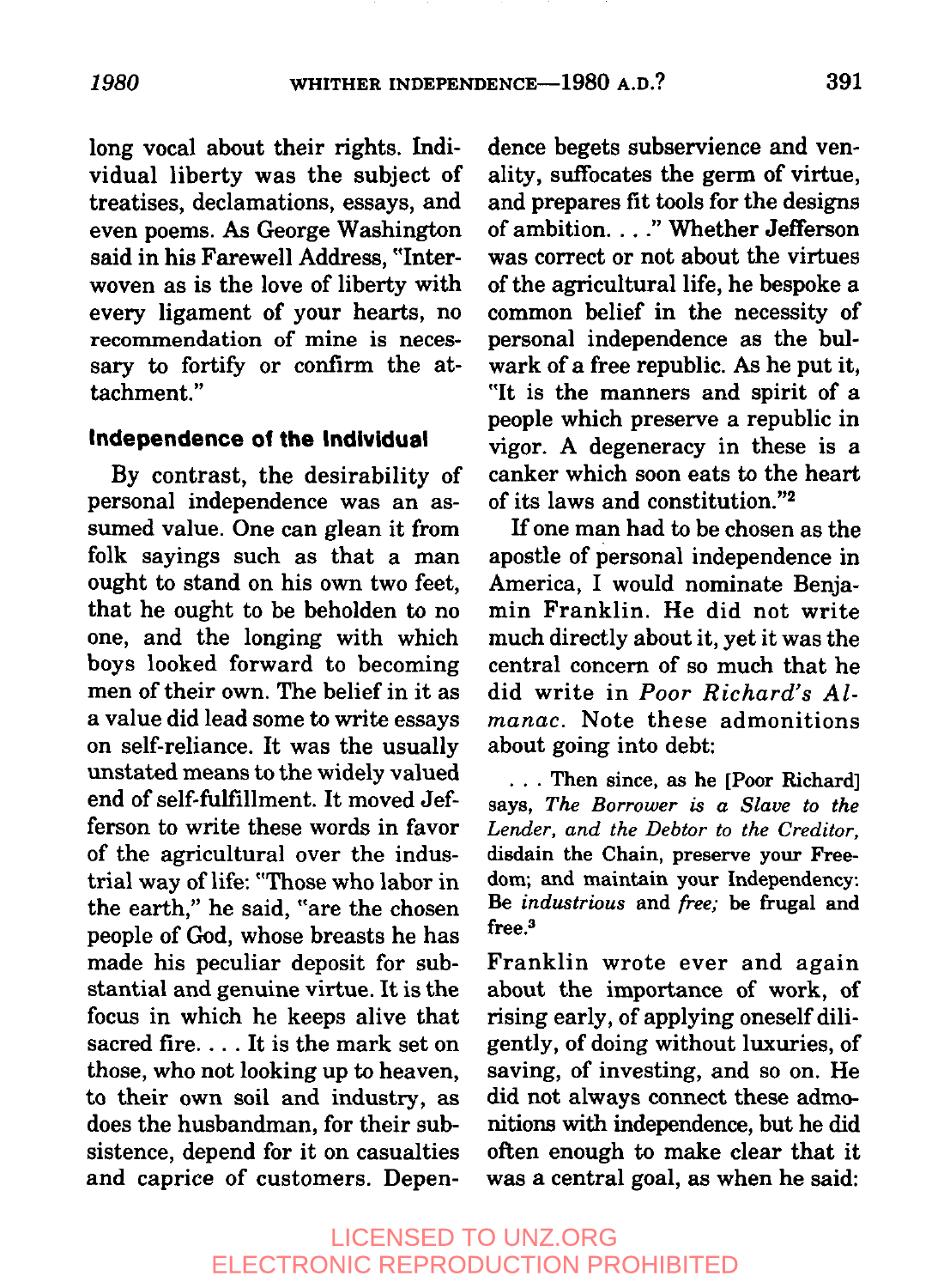long vocal about their rights. Individual liberty was the subject of treatises, declamations, essays, and even poems. As George Washington said in his Farewell Address, "Interwoven as is the love of liberty with every ligament of your hearts, no recommendation of mine is necessary to fortify or confirm the attachment."

### Independence of the Individual

By contrast, the desirability of personal independence was an assumed value. One can glean it from folk sayings such as that a man ought to stand on his own two feet, that he ought to be beholden to no one, and the longing with which boys looked forward to becoming men of their own. The belief in it as a value did lead some to write essays on self-reliance. It was the usually unstated means to the widely valued end of self-fulfillment. It moved Jefferson to write these words in favor of the agricultural over the industrial way of life: "Those who labor in the earth," he said, "are the chosen people of God, whose breasts he has made his peculiar deposit for substantial and genuine virtue. It is the focus in which he keeps alive that sacred fire. . . . It is the mark set on those, who not looking up to heaven, to their own soil and industry, as does the husbandman, for their subsistence, depend for it on casualties and caprice of customers. Dependence begets subservience and venality, suffocates the germ of virtue, and prepares fit tools for the designs of ambition. . . ." Whether Jefferson was correct or not about the virtues of the agricultural life, he bespoke a common belief in the necessity of personal independence as the bulwark of a free republic. As he put it, "It is the manners and spirit of a people which preserve a republic in vigor. A degeneracy in these is a canker which soon eats to the heart of its laws and constitution."[2]

If one man had to be chosen as the apostle of personal independence in America, I would nominate Benjamin Franklin. He did not write much directly about it, yet it was the central concern of so much that he did write in *Poor Richard's Almanac*. Note these admonitions about going into debt:

> . . . Then since, as he [Poor Richard] says, *The Borrower is a Slave to the Lender, and the Debtor to the Creditor,* disdain the Chain, preserve your Freedom; and maintain your Independency: Be *industrious* and *free;* be frugal and free.[3]

Franklin wrote ever and again about the importance of work, of rising early, of applying oneself diligently, of doing without luxuries, of saving, of investing, and so on. He did not always connect these admonitions with independence, but he did often enough to make clear that it was a central goal, as when he said: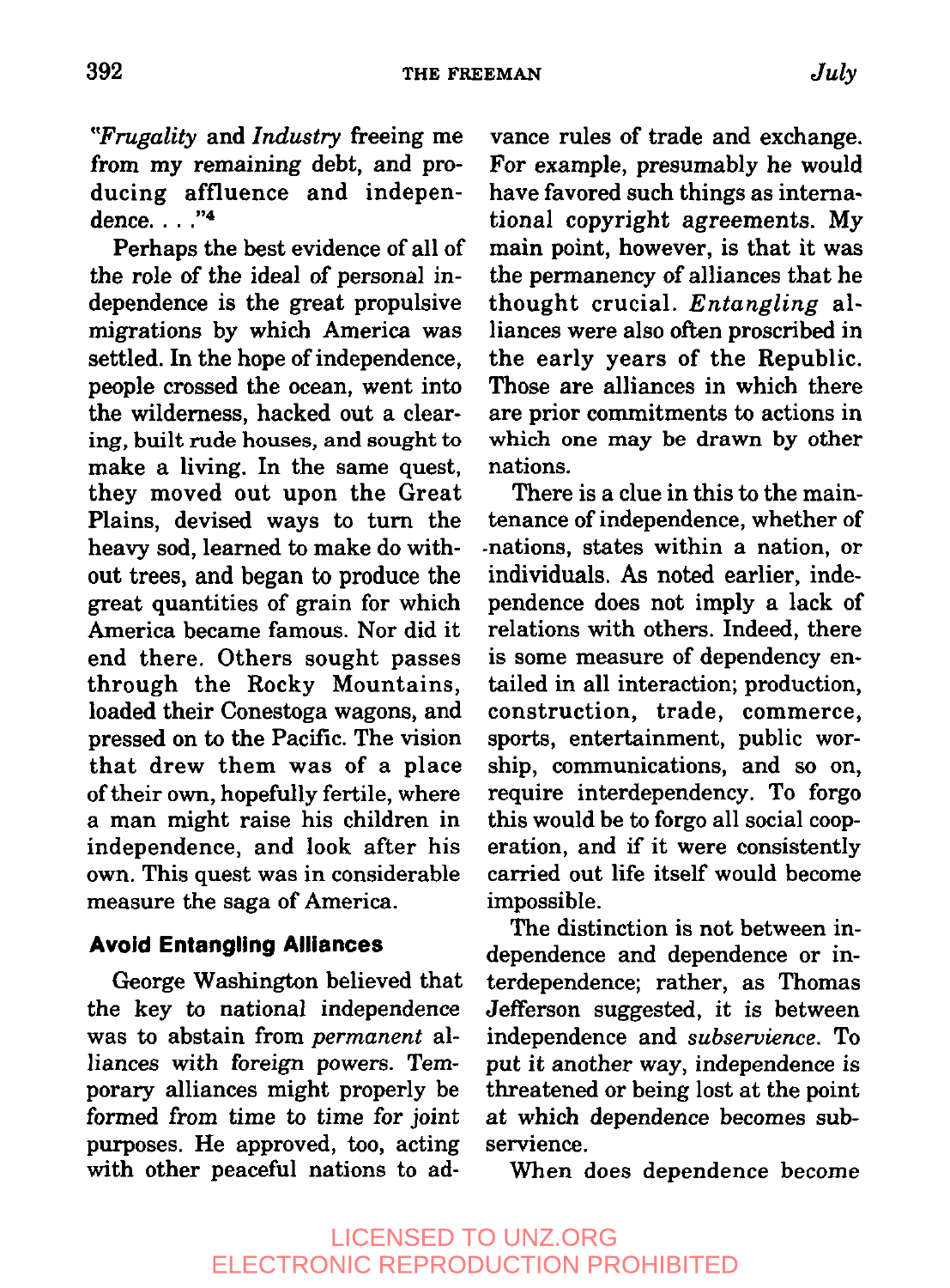"*Frugality* and *Industry* freeing me from my remaining debt, and producing affluence and independence. . . ."[4]

Perhaps the best evidence of all of the role of the ideal of personal independence is the great propulsive migrations by which America was settled. In the hope of independence, people crossed the ocean, went into the wilderness, hacked out a clearing, built rude houses, and sought to make a living. In the same quest, they moved out upon the Great Plains, devised ways to turn the heavy sod, learned to make do without trees, and began to produce the great quantities of grain for which America became famous. Nor did it end there. Others sought passes through the Rocky Mountains, loaded their Conestoga wagons, and pressed on to the Pacific. The vision that drew them was of a place of their own, hopefully fertile, where a man might raise his children in independence, and look after his own. This quest was in considerable measure the saga of America.

### Avoid Entangling Alliances

George Washington believed that the key to national independence was to abstain from *permanent* alliances with foreign powers. Temporary alliances might properly be formed from time to time for joint purposes. He approved, too, acting with other peaceful nations to advance rules of trade and exchange. For example, presumably he would have favored such things as international copyright agreements. My main point, however, is that it was the permanency of alliances that he thought crucial. *Entangling* alliances were also often proscribed in the early years of the Republic. Those are alliances in which there are prior commitments to actions in which one may be drawn by other nations.

There is a clue in this to the maintenance of independence, whether of nations, states within a nation, or individuals. As noted earlier, independence does not imply a lack of relations with others. Indeed, there is some measure of dependency entailed in all interaction; production, construction, trade, commerce, sports, entertainment, public worship, communications, and so on, require interdependency. To forgo this would be to forgo all social cooperation, and if it were consistently carried out life itself would become impossible.

The distinction is not between independence and dependence or interdependence; rather, as Thomas Jefferson suggested, it is between independence and *subservience*. To put it another way, independence is threatened or being lost at the point at which dependence becomes subservience.

When does dependence become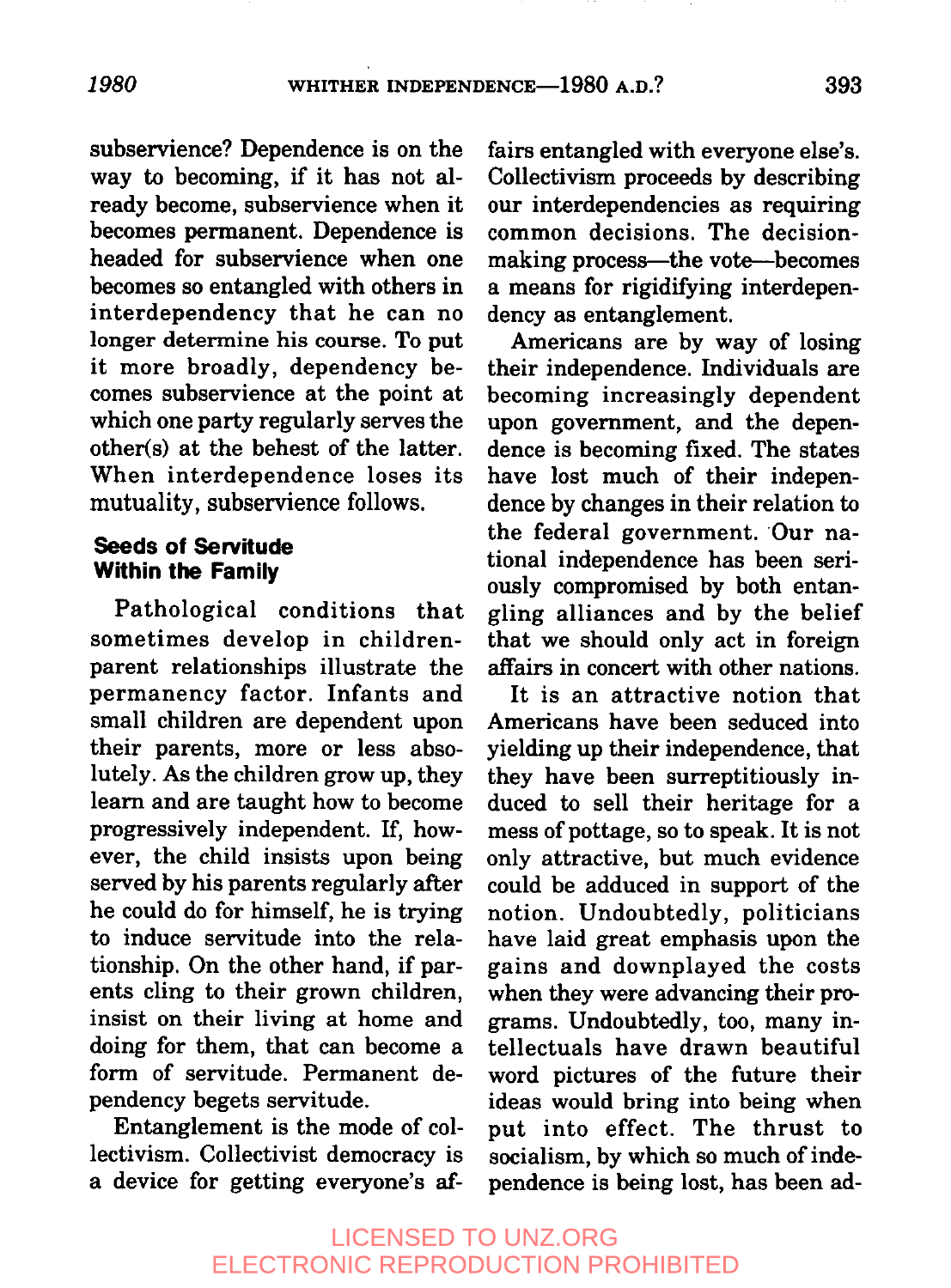subservience? Dependence is on the way to becoming, if it has not already become, subservience when it becomes permanent. Dependence is headed for subservience when one becomes so entangled with others in interdependency that he can no longer determine his course. To put it more broadly, dependency becomes subservience at the point at which one party regularly serves the other(s) at the behest of the latter. When interdependence loses its mutuality, subservience follows.

### Seeds of Servitude Within the Family

Pathological conditions that sometimes develop in children-parent relationships illustrate the permanency factor. Infants and small children are dependent upon their parents, more or less absolutely. As the children grow up, they learn and are taught how to become progressively independent. If, however, the child insists upon being served by his parents regularly after he could do for himself, he is trying to induce servitude into the relationship. On the other hand, if parents cling to their grown children, insist on their living at home and doing for them, that can become a form of servitude. Permanent dependency begets servitude.

Entanglement is the mode of collectivism. Collectivist democracy is a device for getting everyone's affairs entangled with everyone else's. Collectivism proceeds by describing our interdependencies as requiring common decisions. The decision-making process—the vote—becomes a means for rigidifying interdependency as entanglement.

Americans are by way of losing their independence. Individuals are becoming increasingly dependent upon government, and the dependence is becoming fixed. The states have lost much of their independence by changes in their relation to the federal government. Our national independence has been seriously compromised by both entangling alliances and by the belief that we should only act in foreign affairs in concert with other nations.

It is an attractive notion that Americans have been seduced into yielding up their independence, that they have been surreptitiously induced to sell their heritage for a mess of pottage, so to speak. It is not only attractive, but much evidence could be adduced in support of the notion. Undoubtedly, politicians have laid great emphasis upon the gains and downplayed the costs when they were advancing their programs. Undoubtedly, too, many intellectuals have drawn beautiful word pictures of the future their ideas would bring into being when put into effect. The thrust to socialism, by which so much of independence is being lost, has been ad-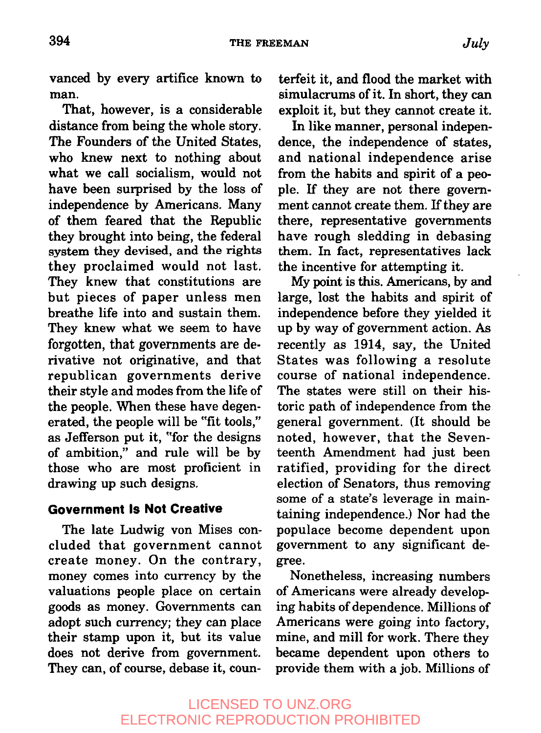vanced by every artifice known to man.

That, however, is a considerable distance from being the whole story. The Founders of the United States, who knew next to nothing about what we call socialism, would not have been surprised by the loss of independence by Americans. Many of them feared that the Republic they brought into being, the federal system they devised, and the rights they proclaimed would not last. They knew that constitutions are but pieces of paper unless men breathe life into and sustain them. They knew what we seem to have forgotten, that governments are derivative not originative, and that republican governments derive their style and modes from the life of the people. When these have degenerated, the people will be "fit tools," as Jefferson put it, "for the designs of ambition," and rule will be by those who are most proficient in drawing up such designs.

### Government Is Not Creative

The late Ludwig von Mises concluded that government cannot create money. On the contrary, money comes into currency by the valuations people place on certain goods as money. Governments can adopt such currency; they can place their stamp upon it, but its value does not derive from government. They can, of course, debase it, counterfeit it, and flood the market with simulacrums of it. In short, they can exploit it, but they cannot create it.

In like manner, personal independence, the independence of states, and national independence arise from the habits and spirit of a people. If they are not there government cannot create them. If they are there, representative governments have rough sledding in debasing them. In fact, representatives lack the incentive for attempting it.

My point is this. Americans, by and large, lost the habits and spirit of independence before they yielded it up by way of government action. As recently as 1914, say, the United States was following a resolute course of national independence. The states were still on their historic path of independence from the general government. (It should be noted, however, that the Seventeenth Amendment had just been ratified, providing for the direct election of Senators, thus removing some of a state's leverage in maintaining independence.) Nor had the populace become dependent upon government to any significant degree.

Nonetheless, increasing numbers of Americans were already developing habits of dependence. Millions of Americans were going into factory, mine, and mill for work. There they became dependent upon others to provide them with a job. Millions of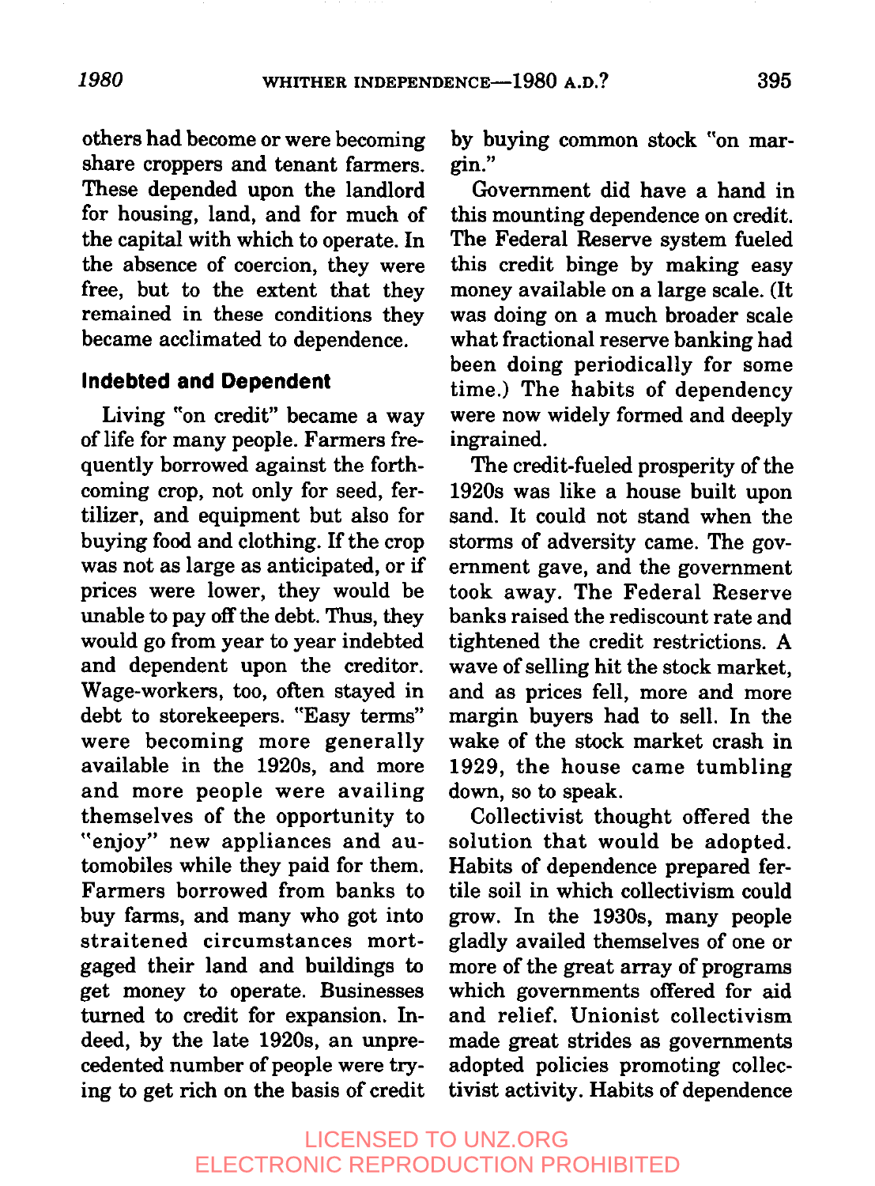others had become or were becoming share croppers and tenant farmers. These depended upon the landlord for housing, land, and for much of the capital with which to operate. In the absence of coercion, they were free, but to the extent that they remained in these conditions they became acclimated to dependence.

### Indebted and Dependent

Living "on credit" became a way of life for many people. Farmers frequently borrowed against the forthcoming crop, not only for seed, fertilizer, and equipment but also for buying food and clothing. If the crop was not as large as anticipated, or if prices were lower, they would be unable to pay off the debt. Thus, they would go from year to year indebted and dependent upon the creditor. Wage-workers, too, often stayed in debt to storekeepers. "Easy terms" were becoming more generally available in the 1920s, and more and more people were availing themselves of the opportunity to "enjoy" new appliances and automobiles while they paid for them. Farmers borrowed from banks to buy farms, and many who got into straitened circumstances mortgaged their land and buildings to get money to operate. Businesses turned to credit for expansion. Indeed, by the late 1920s, an unprecedented number of people were trying to get rich on the basis of credit by buying common stock "on margin."

Government did have a hand in this mounting dependence on credit. The Federal Reserve system fueled this credit binge by making easy money available on a large scale. (It was doing on a much broader scale what fractional reserve banking had been doing periodically for some time.) The habits of dependency were now widely formed and deeply ingrained.

The credit-fueled prosperity of the 1920s was like a house built upon sand. It could not stand when the storms of adversity came. The government gave, and the government took away. The Federal Reserve banks raised the rediscount rate and tightened the credit restrictions. A wave of selling hit the stock market, and as prices fell, more and more margin buyers had to sell. In the wake of the stock market crash in 1929, the house came tumbling down, so to speak.

Collectivist thought offered the solution that would be adopted. Habits of dependence prepared fertile soil in which collectivism could grow. In the 1930s, many people gladly availed themselves of one or more of the great array of programs which governments offered for aid and relief. Unionist collectivism made great strides as governments adopted policies promoting collectivist activity. Habits of dependence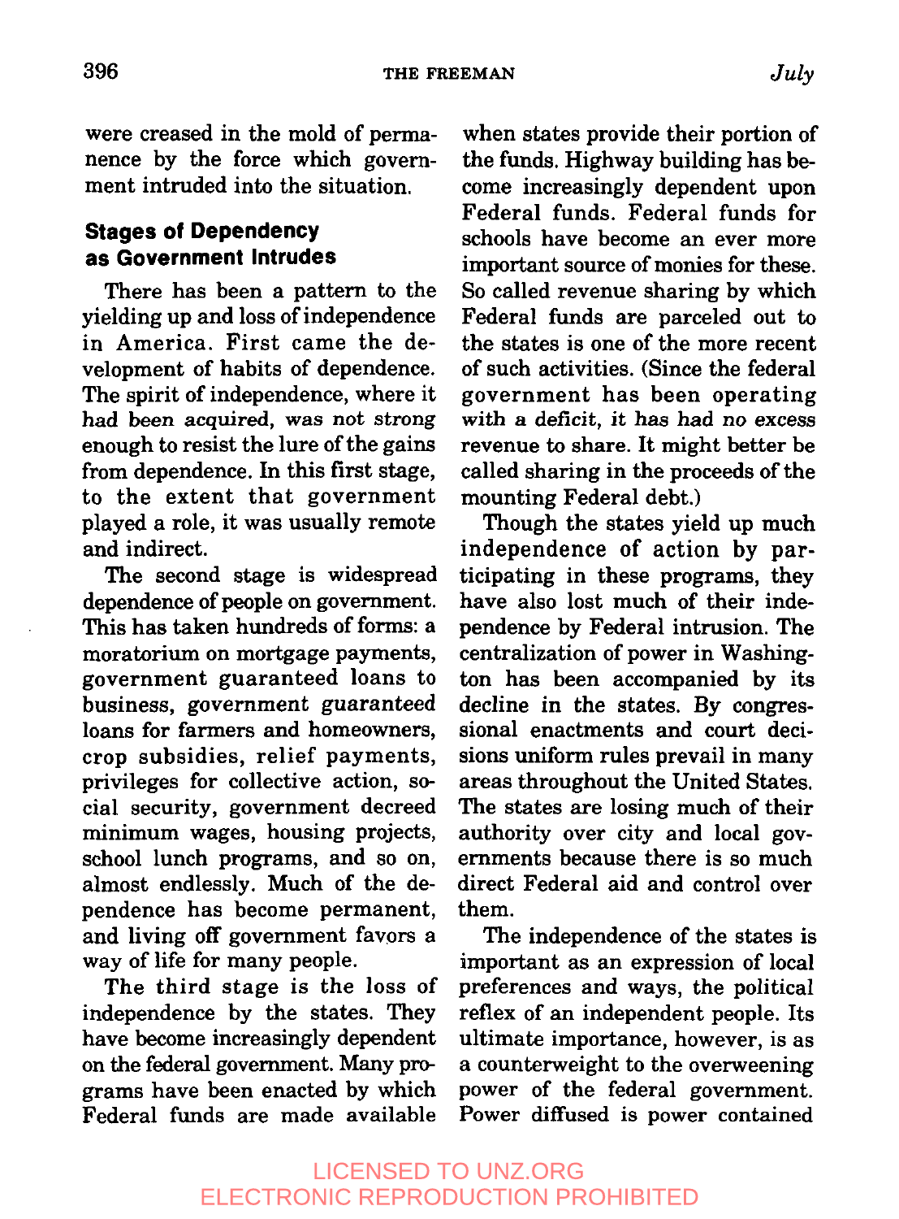were creased in the mold of permanence by the force which government intruded into the situation.

## Stages of Dependency as Government Intrudes

There has been a pattern to the yielding up and loss of independence in America. First came the development of habits of dependence. The spirit of independence, where it had been acquired, was not strong enough to resist the lure of the gains from dependence. In this first stage, to the extent that government played a role, it was usually remote and indirect.

The second stage is widespread dependence of people on government. This has taken hundreds of forms: a moratorium on mortgage payments, government guaranteed loans to business, government guaranteed loans for farmers and homeowners, crop subsidies, relief payments, privileges for collective action, social security, government decreed minimum wages, housing projects, school lunch programs, and so on, almost endlessly. Much of the dependence has become permanent, and living off government favors a way of life for many people.

The third stage is the loss of independence by the states. They have become increasingly dependent on the federal government. Many programs have been enacted by which Federal funds are made available when states provide their portion of the funds. Highway building has become increasingly dependent upon Federal funds. Federal funds for schools have become an ever more important source of monies for these. So called revenue sharing by which Federal funds are parceled out to the states is one of the more recent of such activities. (Since the federal government has been operating with a deficit, it has had no excess revenue to share. It might better be called sharing in the proceeds of the mounting Federal debt.)

Though the states yield up much independence of action by participating in these programs, they have also lost much of their independence by Federal intrusion. The centralization of power in Washington has been accompanied by its decline in the states. By congressional enactments and court decisions uniform rules prevail in many areas throughout the United States. The states are losing much of their authority over city and local governments because there is so much direct Federal aid and control over them.

The independence of the states is important as an expression of local preferences and ways, the political reflex of an independent people. Its ultimate importance, however, is as a counterweight to the overweening power of the federal government. Power diffused is power contained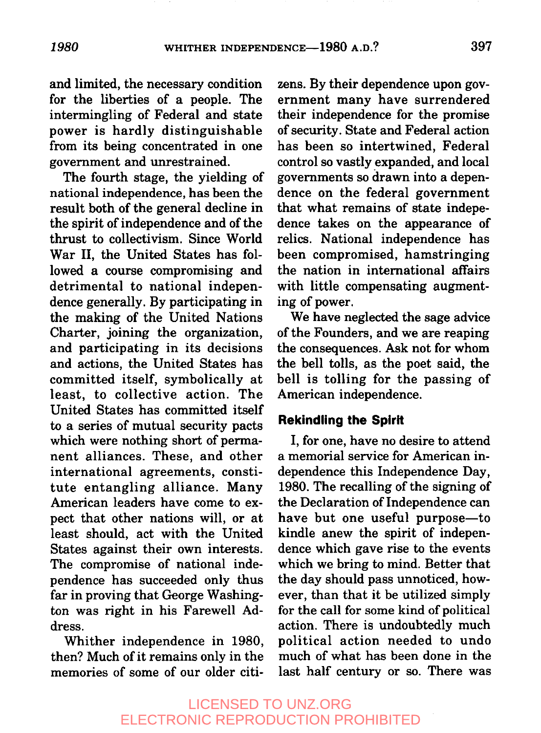and limited, the necessary condition for the liberties of a people. The intermingling of Federal and state power is hardly distinguishable from its being concentrated in one government and unrestrained.

The fourth stage, the yielding of national independence, has been the result both of the general decline in the spirit of independence and of the thrust to collectivism. Since World War II, the United States has followed a course compromising and detrimental to national independence generally. By participating in the making of the United Nations Charter, joining the organization, and participating in its decisions and actions, the United States has committed itself, symbolically at least, to collective action. The United States has committed itself to a series of mutual security pacts which were nothing short of permanent alliances. These, and other international agreements, constitute entangling alliance. Many American leaders have come to expect that other nations will, or at least should, act with the United States against their own interests. The compromise of national independence has succeeded only thus far in proving that George Washington was right in his Farewell Address.

Whither independence in 1980, then? Much of it remains only in the memories of some of our older citizens. By their dependence upon government many have surrendered their independence for the promise of security. State and Federal action has been so intertwined, Federal control so vastly expanded, and local governments so drawn into a dependence on the federal government that what remains of state indepedence takes on the appearance of relics. National independence has been compromised, hamstringing the nation in international affairs with little compensating augmenting of power.

We have neglected the sage advice of the Founders, and we are reaping the consequences. Ask not for whom the bell tolls, as the poet said, the bell is tolling for the passing of American independence.

### Rekindling the Spirit

I, for one, have no desire to attend a memorial service for American independence this Independence Day, 1980. The recalling of the signing of the Declaration of Independence can have but one useful purpose—to kindle anew the spirit of independence which gave rise to the events which we bring to mind. Better that the day should pass unnoticed, however, than that it be utilized simply for the call for some kind of political action. There is undoubtedly much political action needed to undo much of what has been done in the last half century or so. There was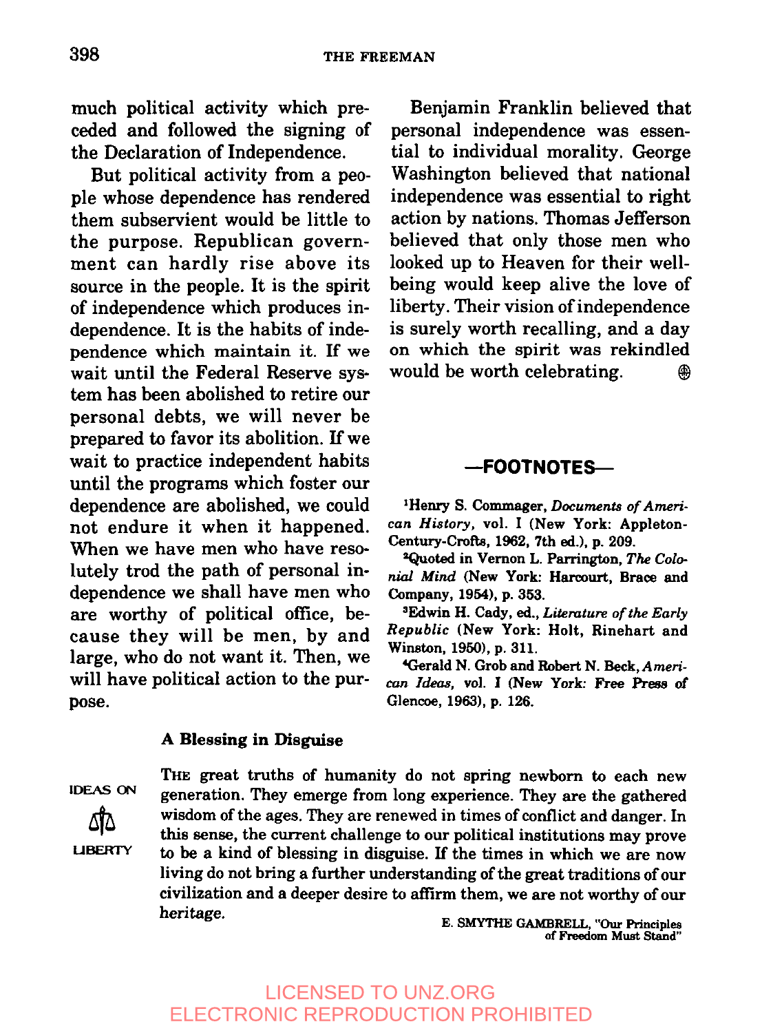much political activity which preceded and followed the signing of the Declaration of Independence.

But political activity from a people whose dependence has rendered them subservient would be little to the purpose. Republican government can hardly rise above its source in the people. It is the spirit of independence which produces independence. It is the habits of independence which maintain it. If we wait until the Federal Reserve system has been abolished to retire our personal debts, we will never be prepared to favor its abolition. If we wait to practice independent habits until the programs which foster our dependence are abolished, we could not endure it when it happened. When we have men who have resolutely trod the path of personal independence we shall have men who are worthy of political office, because they will be men, by and large, who do not want it. Then, we will have political action to the purpose.

Benjamin Franklin believed that personal independence was essential to individual morality. George Washington believed that national independence was essential to right action by nations. Thomas Jefferson believed that only those men who looked up to Heaven for their well-being would keep alive the love of liberty. Their vision of independence is surely worth recalling, and a day on which the spirit was rekindled would be worth celebrating.

## —FOOTNOTES—

[1]Henry S. Commager, *Documents of American History*, vol. I (New York: Appleton-Century-Crofts, 1962, 7th ed.), p. 209.

[2]Quoted in Vernon L. Parrington, *The Colonial Mind* (New York: Harcourt, Brace and Company, 1954), p. 353.

[3]Edwin H. Cady, ed., *Literature of the Early Republic* (New York: Holt, Rinehart and Winston, 1950), p. 311.

[4]Gerald N. Grob and Robert N. Beck, *American Ideas*, vol. I (New York: Free Press of Glencoe, 1963), p. 126.

### A Blessing in Disguise

IDEAS ON LIBERTY

THE great truths of humanity do not spring newborn to each new generation. They emerge from long experience. They are the gathered wisdom of the ages. They are renewed in times of conflict and danger. In this sense, the current challenge to our political institutions may prove to be a kind of blessing in disguise. If the times in which we are now living do not bring a further understanding of the great traditions of our civilization and a deeper desire to affirm them, we are not worthy of our heritage.

E. SMYTHE GAMBRELL, "Our Principles of Freedom Must Stand"

LICENSED TO UNZ.ORG
ELECTRONIC REPRODUCTION PROHIBITED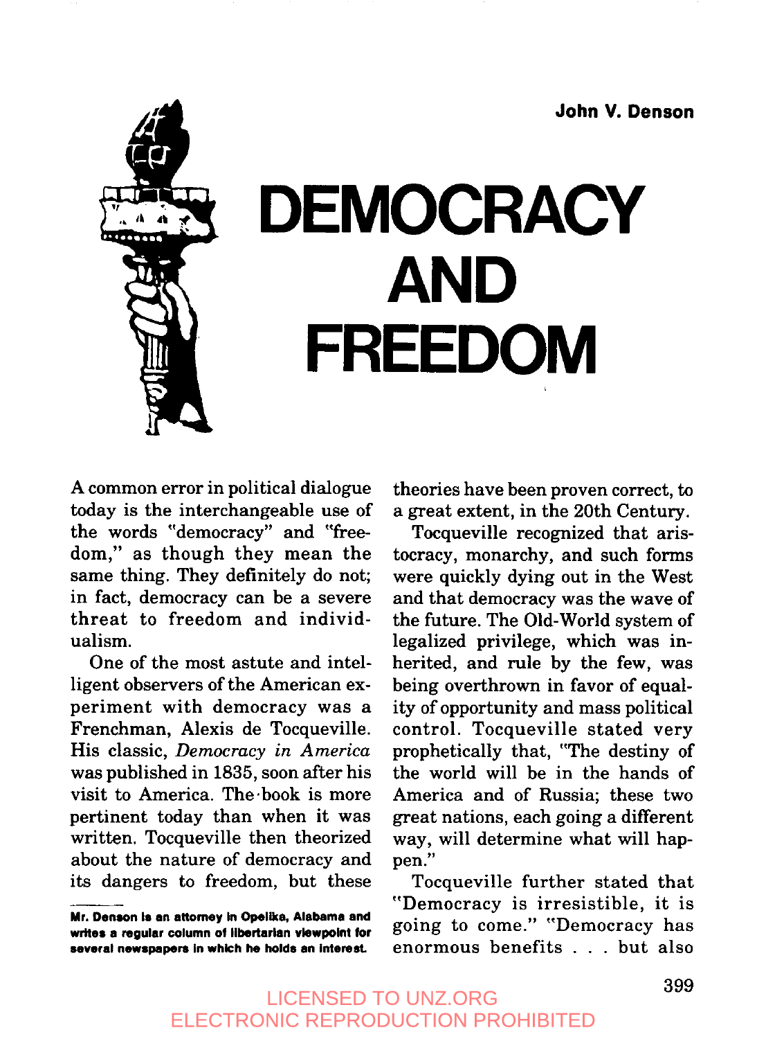John V. Denson

# DEMOCRACY AND FREEDOM

A common error in political dialogue today is the interchangeable use of the words "democracy" and "freedom," as though they mean the same thing. They definitely do not; in fact, democracy can be a severe threat to freedom and individualism.

One of the most astute and intelligent observers of the American experiment with democracy was a Frenchman, Alexis de Tocqueville. His classic, *Democracy in America* was published in 1835, soon after his visit to America. The book is more pertinent today than when it was written. Tocqueville then theorized about the nature of democracy and its dangers to freedom, but these theories have been proven correct, to a great extent, in the 20th Century.

Tocqueville recognized that aristocracy, monarchy, and such forms were quickly dying out in the West and that democracy was the wave of the future. The Old-World system of legalized privilege, which was inherited, and rule by the few, was being overthrown in favor of equality of opportunity and mass political control. Tocqueville stated very prophetically that, "The destiny of the world will be in the hands of America and of Russia; these two great nations, each going a different way, will determine what will happen."

Tocqueville further stated that "Democracy is irresistible, it is going to come." "Democracy has enormous benefits . . . but also

---

**Mr. Denson is an attorney in Opelika, Alabama and writes a regular column of libertarian viewpoint for several newspapers in which he holds an interest.**

LICENSED TO UNZ.ORG
ELECTRONIC REPRODUCTION PROHIBITED